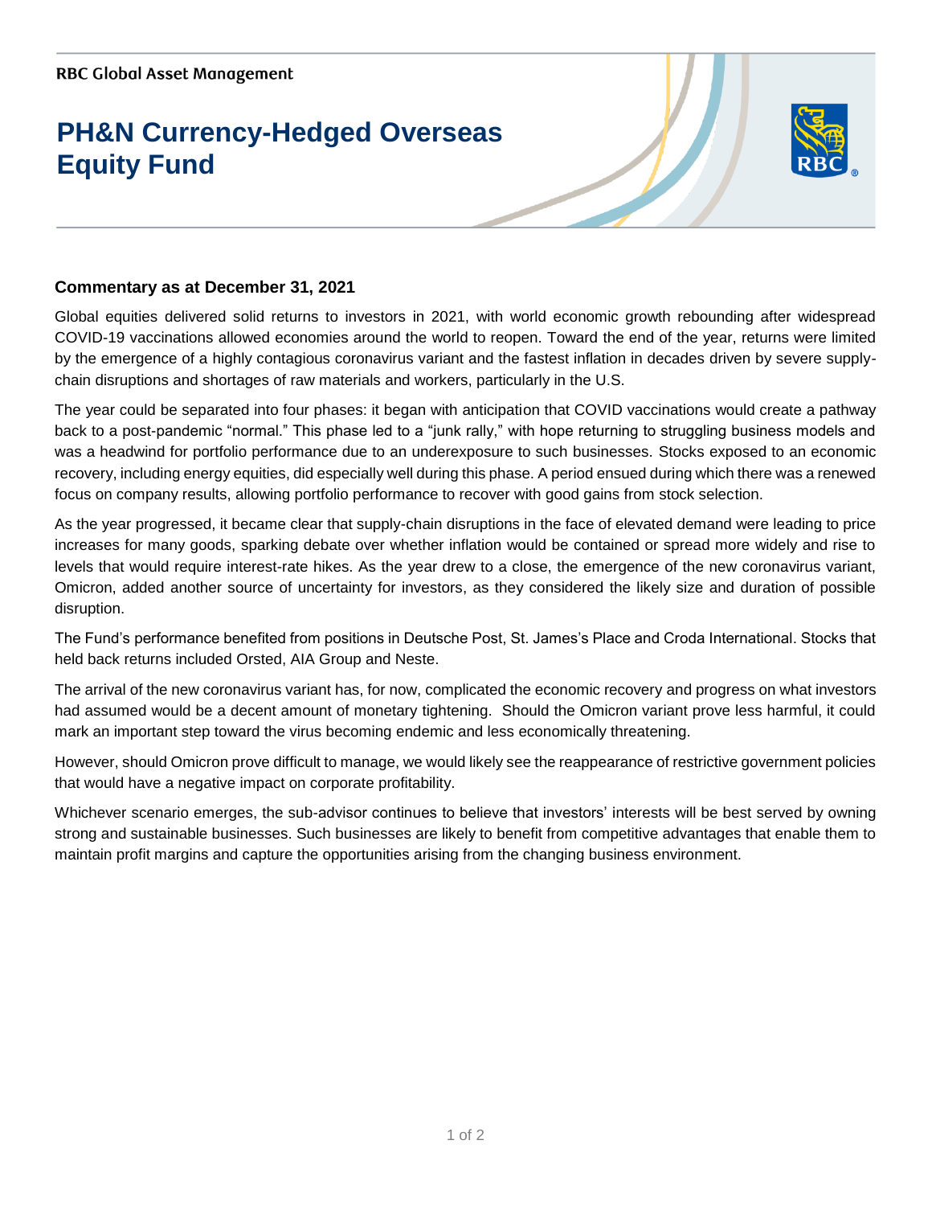RBC Global Asset Management

# PH&N Currency-Hedged Overseas Equity Fund

### Commentary as at December 31, 2021

Global equities delivered solid returns to investors in 2021, with world economic growth rebounding after widespread COVID-19 vaccinations allowed economies around the world to reopen. Toward the end of the year, returns were limited by the emergence of a highly contagious coronavirus variant and the fastest inflation in decades driven by severe supply-chain disruptions and shortages of raw materials and workers, particularly in the U.S.

The year could be separated into four phases: it began with anticipation that COVID vaccinations would create a pathway back to a post-pandemic "normal." This phase led to a "junk rally," with hope returning to struggling business models and was a headwind for portfolio performance due to an underexposure to such businesses. Stocks exposed to an economic recovery, including energy equities, did especially well during this phase. A period ensued during which there was a renewed focus on company results, allowing portfolio performance to recover with good gains from stock selection.

As the year progressed, it became clear that supply-chain disruptions in the face of elevated demand were leading to price increases for many goods, sparking debate over whether inflation would be contained or spread more widely and rise to levels that would require interest-rate hikes. As the year drew to a close, the emergence of the new coronavirus variant, Omicron, added another source of uncertainty for investors, as they considered the likely size and duration of possible disruption.

The Fund's performance benefited from positions in Deutsche Post, St. James's Place and Croda International. Stocks that held back returns included Orsted, AIA Group and Neste.

The arrival of the new coronavirus variant has, for now, complicated the economic recovery and progress on what investors had assumed would be a decent amount of monetary tightening. Should the Omicron variant prove less harmful, it could mark an important step toward the virus becoming endemic and less economically threatening.

However, should Omicron prove difficult to manage, we would likely see the reappearance of restrictive government policies that would have a negative impact on corporate profitability.

Whichever scenario emerges, the sub-advisor continues to believe that investors' interests will be best served by owning strong and sustainable businesses. Such businesses are likely to benefit from competitive advantages that enable them to maintain profit margins and capture the opportunities arising from the changing business environment.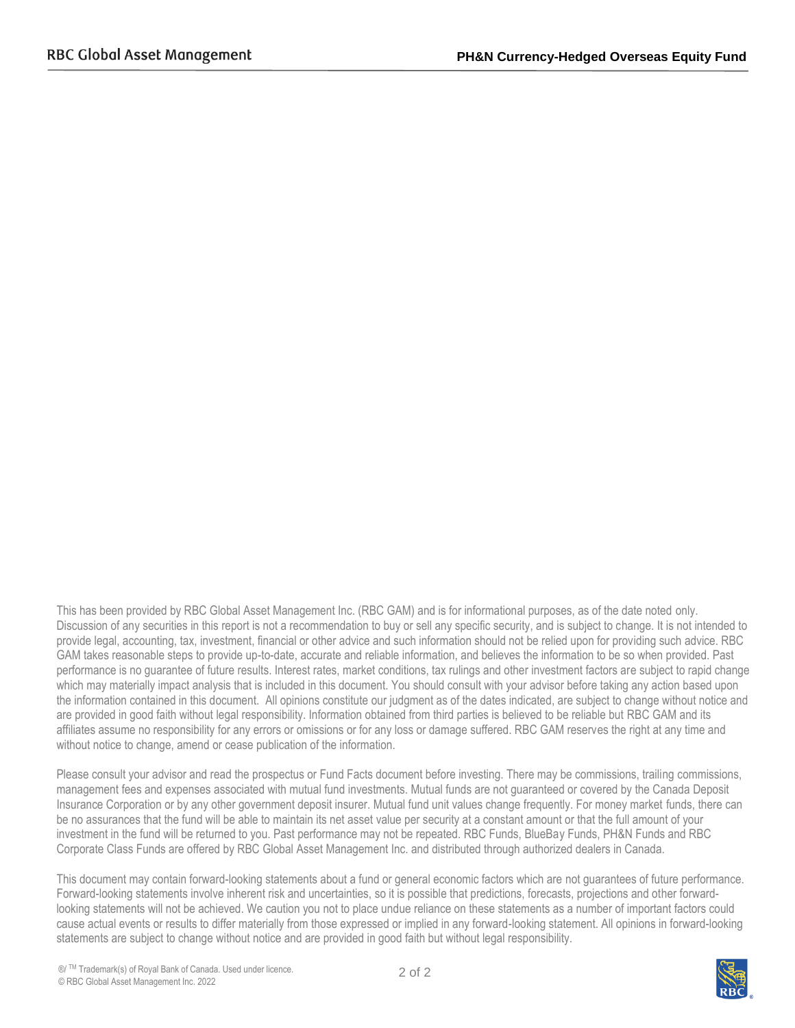This has been provided by RBC Global Asset Management Inc. (RBC GAM) and is for informational purposes, as of the date noted only. Discussion of any securities in this report is not a recommendation to buy or sell any specific security, and is subject to change. It is not intended to provide legal, accounting, tax, investment, financial or other advice and such information should not be relied upon for providing such advice. RBC GAM takes reasonable steps to provide up-to-date, accurate and reliable information, and believes the information to be so when provided. Past performance is no guarantee of future results. Interest rates, market conditions, tax rulings and other investment factors are subject to rapid change which may materially impact analysis that is included in this document. You should consult with your advisor before taking any action based upon the information contained in this document. All opinions constitute our judgment as of the dates indicated, are subject to change without notice and are provided in good faith without legal responsibility. Information obtained from third parties is believed to be reliable but RBC GAM and its affiliates assume no responsibility for any errors or omissions or for any loss or damage suffered. RBC GAM reserves the right at any time and without notice to change, amend or cease publication of the information.

Please consult your advisor and read the prospectus or Fund Facts document before investing. There may be commissions, trailing commissions, management fees and expenses associated with mutual fund investments. Mutual funds are not guaranteed or covered by the Canada Deposit Insurance Corporation or by any other government deposit insurer. Mutual fund unit values change frequently. For money market funds, there can be no assurances that the fund will be able to maintain its net asset value per security at a constant amount or that the full amount of your investment in the fund will be returned to you. Past performance may not be repeated. RBC Funds, BlueBay Funds, PH&N Funds and RBC Corporate Class Funds are offered by RBC Global Asset Management Inc. and distributed through authorized dealers in Canada.

This document may contain forward-looking statements about a fund or general economic factors which are not guarantees of future performance. Forward-looking statements involve inherent risk and uncertainties, so it is possible that predictions, forecasts, projections and other forward-looking statements will not be achieved. We caution you not to place undue reliance on these statements as a number of important factors could cause actual events or results to differ materially from those expressed or implied in any forward-looking statement. All opinions in forward-looking statements are subject to change without notice and are provided in good faith but without legal responsibility.

®/ TM Trademark(s) of Royal Bank of Canada. Used under licence.
© RBC Global Asset Management Inc. 2022